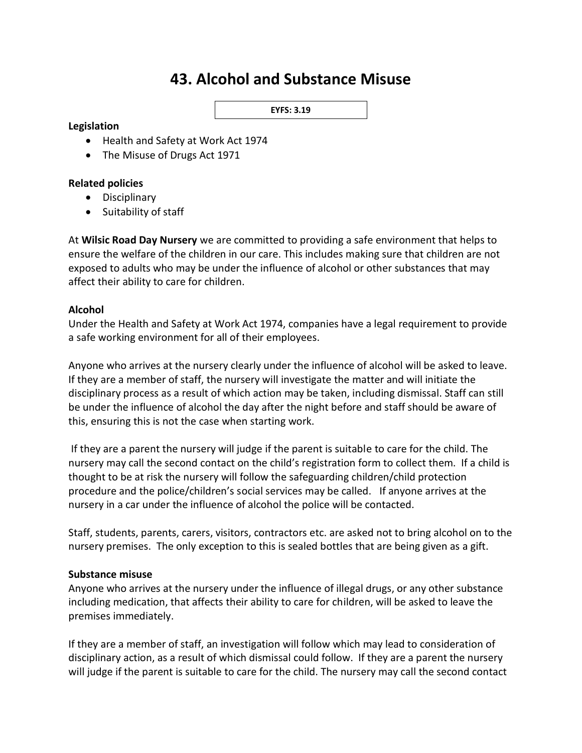# 43. Alcohol and Substance Misuse

**EYFS: 3.19**

**Legislation**

- Health and Safety at Work Act 1974
- The Misuse of Drugs Act 1971

**Related policies**

- Disciplinary
- Suitability of staff

At **Wilsic Road Day Nursery** we are committed to providing a safe environment that helps to ensure the welfare of the children in our care. This includes making sure that children are not exposed to adults who may be under the influence of alcohol or other substances that may affect their ability to care for children.

**Alcohol**

Under the Health and Safety at Work Act 1974, companies have a legal requirement to provide a safe working environment for all of their employees.

Anyone who arrives at the nursery clearly under the influence of alcohol will be asked to leave. If they are a member of staff, the nursery will investigate the matter and will initiate the disciplinary process as a result of which action may be taken, including dismissal. Staff can still be under the influence of alcohol the day after the night before and staff should be aware of this, ensuring this is not the case when starting work.

If they are a parent the nursery will judge if the parent is suitable to care for the child. The nursery may call the second contact on the child's registration form to collect them. If a child is thought to be at risk the nursery will follow the safeguarding children/child protection procedure and the police/children's social services may be called. If anyone arrives at the nursery in a car under the influence of alcohol the police will be contacted.

Staff, students, parents, carers, visitors, contractors etc. are asked not to bring alcohol on to the nursery premises. The only exception to this is sealed bottles that are being given as a gift.

**Substance misuse**

Anyone who arrives at the nursery under the influence of illegal drugs, or any other substance including medication, that affects their ability to care for children, will be asked to leave the premises immediately.

If they are a member of staff, an investigation will follow which may lead to consideration of disciplinary action, as a result of which dismissal could follow. If they are a parent the nursery will judge if the parent is suitable to care for the child. The nursery may call the second contact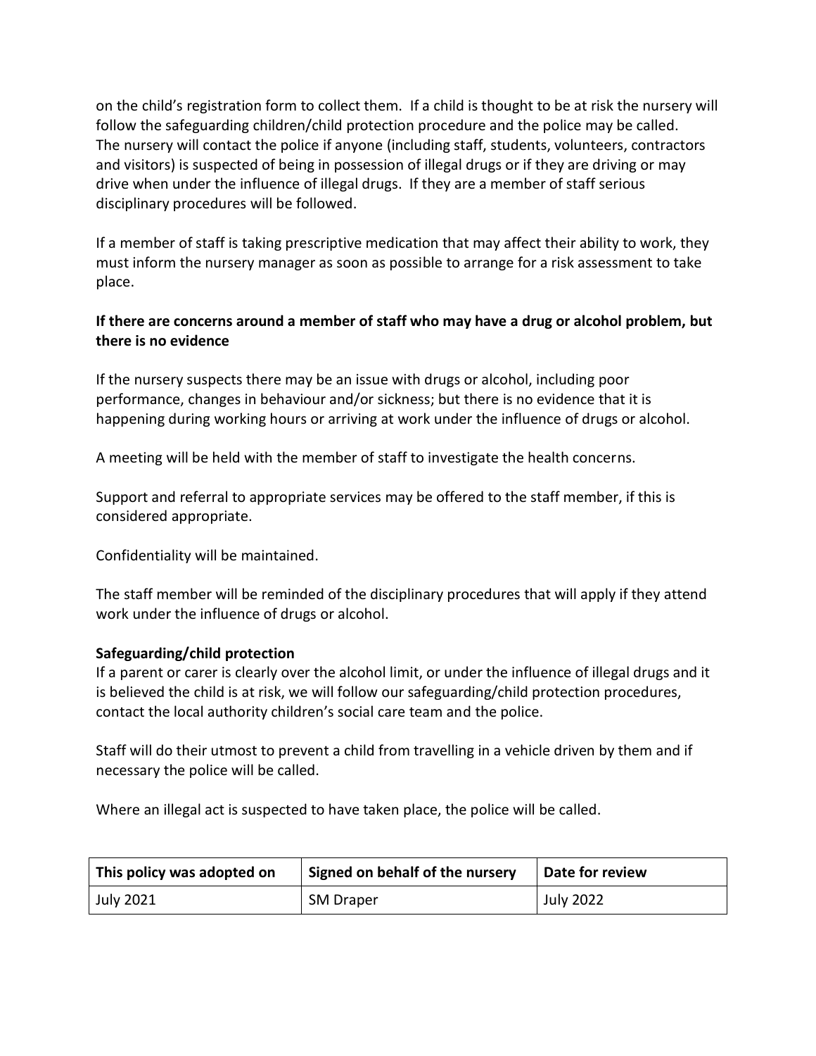on the child's registration form to collect them. If a child is thought to be at risk the nursery will follow the safeguarding children/child protection procedure and the police may be called. The nursery will contact the police if anyone (including staff, students, volunteers, contractors and visitors) is suspected of being in possession of illegal drugs or if they are driving or may drive when under the influence of illegal drugs. If they are a member of staff serious disciplinary procedures will be followed.

If a member of staff is taking prescriptive medication that may affect their ability to work, they must inform the nursery manager as soon as possible to arrange for a risk assessment to take place.

**If there are concerns around a member of staff who may have a drug or alcohol problem, but there is no evidence**

If the nursery suspects there may be an issue with drugs or alcohol, including poor performance, changes in behaviour and/or sickness; but there is no evidence that it is happening during working hours or arriving at work under the influence of drugs or alcohol.

A meeting will be held with the member of staff to investigate the health concerns.

Support and referral to appropriate services may be offered to the staff member, if this is considered appropriate.

Confidentiality will be maintained.

The staff member will be reminded of the disciplinary procedures that will apply if they attend work under the influence of drugs or alcohol.

**Safeguarding/child protection**

If a parent or carer is clearly over the alcohol limit, or under the influence of illegal drugs and it is believed the child is at risk, we will follow our safeguarding/child protection procedures, contact the local authority children's social care team and the police.

Staff will do their utmost to prevent a child from travelling in a vehicle driven by them and if necessary the police will be called.

Where an illegal act is suspected to have taken place, the police will be called.

| This policy was adopted on | Signed on behalf of the nursery | Date for review |
|---|---|---|
| July 2021 | SM Draper | July 2022 |